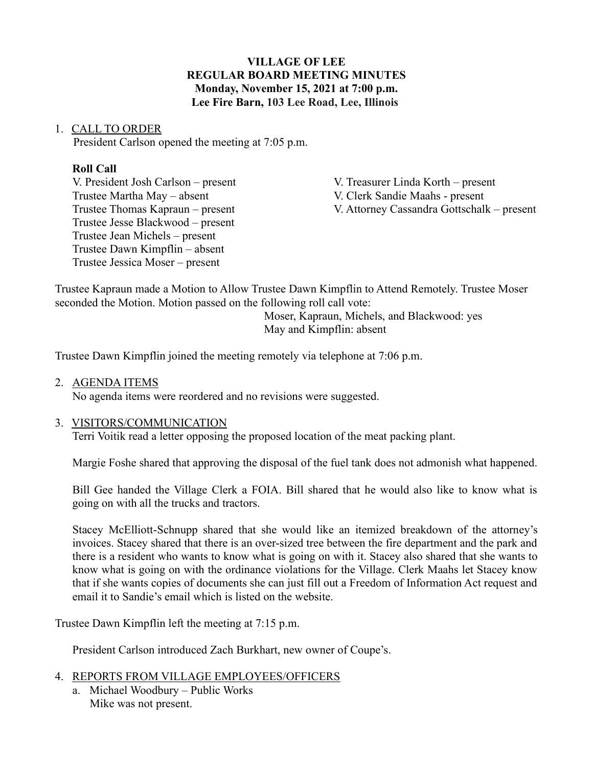# VILLAGE OF LEE
## REGULAR BOARD MEETING MINUTES
**Monday, November 15, 2021 at 7:00 p.m.**
**Lee Fire Barn, 103 Lee Road, Lee, Illinois**

1. CALL TO ORDER
   President Carlson opened the meeting at 7:05 p.m.

   **Roll Call**

   V. President Josh Carlson – present
   Trustee Martha May – absent
   Trustee Thomas Kapraun – present
   Trustee Jesse Blackwood – present
   Trustee Jean Michels – present
   Trustee Dawn Kimpflin – absent
   Trustee Jessica Moser – present

   V. Treasurer Linda Korth – present
   V. Clerk Sandie Maahs - present
   V. Attorney Cassandra Gottschalk – present

Trustee Kapraun made a Motion to Allow Trustee Dawn Kimpflin to Attend Remotely. Trustee Moser seconded the Motion. Motion passed on the following roll call vote:

Moser, Kapraun, Michels, and Blackwood: yes
May and Kimpflin: absent

Trustee Dawn Kimpflin joined the meeting remotely via telephone at 7:06 p.m.

2. AGENDA ITEMS
   No agenda items were reordered and no revisions were suggested.

3. VISITORS/COMMUNICATION
   Terri Voitik read a letter opposing the proposed location of the meat packing plant.

   Margie Foshe shared that approving the disposal of the fuel tank does not admonish what happened.

   Bill Gee handed the Village Clerk a FOIA. Bill shared that he would also like to know what is going on with all the trucks and tractors.

   Stacey McElliott-Schnupp shared that she would like an itemized breakdown of the attorney's invoices. Stacey shared that there is an over-sized tree between the fire department and the park and there is a resident who wants to know what is going on with it. Stacey also shared that she wants to know what is going on with the ordinance violations for the Village. Clerk Maahs let Stacey know that if she wants copies of documents she can just fill out a Freedom of Information Act request and email it to Sandie's email which is listed on the website.

Trustee Dawn Kimpflin left the meeting at 7:15 p.m.

   President Carlson introduced Zach Burkhart, new owner of Coupe's.

4. REPORTS FROM VILLAGE EMPLOYEES/OFFICERS
   a. Michael Woodbury – Public Works
      Mike was not present.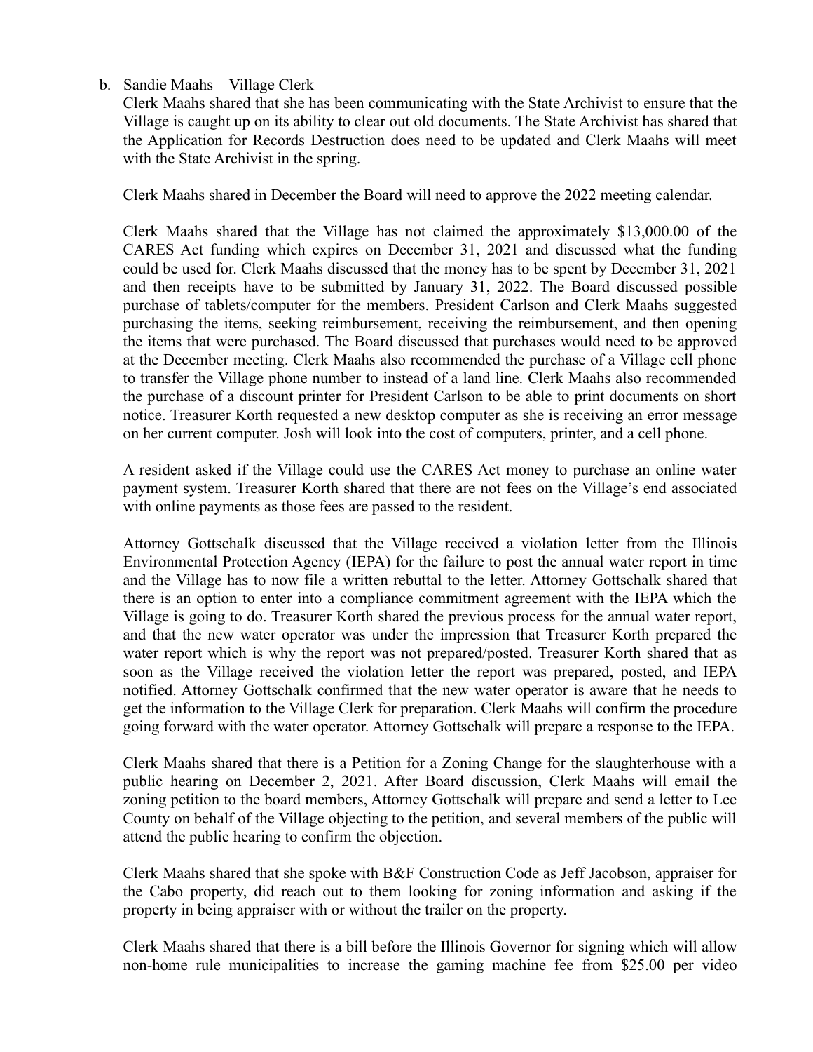b. Sandie Maahs – Village Clerk

Clerk Maahs shared that she has been communicating with the State Archivist to ensure that the Village is caught up on its ability to clear out old documents. The State Archivist has shared that the Application for Records Destruction does need to be updated and Clerk Maahs will meet with the State Archivist in the spring.

Clerk Maahs shared in December the Board will need to approve the 2022 meeting calendar.

Clerk Maahs shared that the Village has not claimed the approximately $13,000.00 of the CARES Act funding which expires on December 31, 2021 and discussed what the funding could be used for. Clerk Maahs discussed that the money has to be spent by December 31, 2021 and then receipts have to be submitted by January 31, 2022. The Board discussed possible purchase of tablets/computer for the members. President Carlson and Clerk Maahs suggested purchasing the items, seeking reimbursement, receiving the reimbursement, and then opening the items that were purchased. The Board discussed that purchases would need to be approved at the December meeting. Clerk Maahs also recommended the purchase of a Village cell phone to transfer the Village phone number to instead of a land line. Clerk Maahs also recommended the purchase of a discount printer for President Carlson to be able to print documents on short notice. Treasurer Korth requested a new desktop computer as she is receiving an error message on her current computer. Josh will look into the cost of computers, printer, and a cell phone.

A resident asked if the Village could use the CARES Act money to purchase an online water payment system. Treasurer Korth shared that there are not fees on the Village's end associated with online payments as those fees are passed to the resident.

Attorney Gottschalk discussed that the Village received a violation letter from the Illinois Environmental Protection Agency (IEPA) for the failure to post the annual water report in time and the Village has to now file a written rebuttal to the letter. Attorney Gottschalk shared that there is an option to enter into a compliance commitment agreement with the IEPA which the Village is going to do. Treasurer Korth shared the previous process for the annual water report, and that the new water operator was under the impression that Treasurer Korth prepared the water report which is why the report was not prepared/posted. Treasurer Korth shared that as soon as the Village received the violation letter the report was prepared, posted, and IEPA notified. Attorney Gottschalk confirmed that the new water operator is aware that he needs to get the information to the Village Clerk for preparation. Clerk Maahs will confirm the procedure going forward with the water operator. Attorney Gottschalk will prepare a response to the IEPA.

Clerk Maahs shared that there is a Petition for a Zoning Change for the slaughterhouse with a public hearing on December 2, 2021. After Board discussion, Clerk Maahs will email the zoning petition to the board members, Attorney Gottschalk will prepare and send a letter to Lee County on behalf of the Village objecting to the petition, and several members of the public will attend the public hearing to confirm the objection.

Clerk Maahs shared that she spoke with B&F Construction Code as Jeff Jacobson, appraiser for the Cabo property, did reach out to them looking for zoning information and asking if the property in being appraiser with or without the trailer on the property.

Clerk Maahs shared that there is a bill before the Illinois Governor for signing which will allow non-home rule municipalities to increase the gaming machine fee from $25.00 per video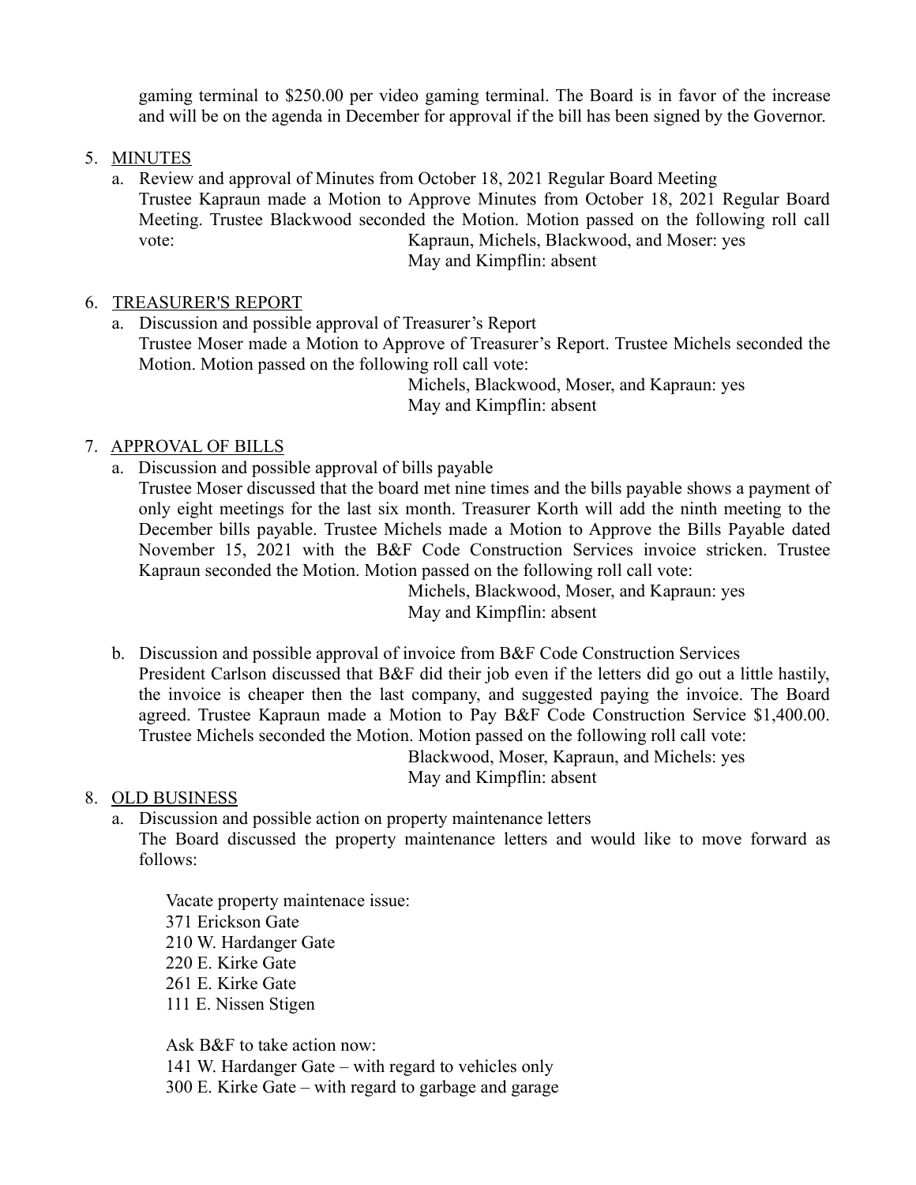gaming terminal to $250.00 per video gaming terminal. The Board is in favor of the increase and will be on the agenda in December for approval if the bill has been signed by the Governor.

5. MINUTES
   a. Review and approval of Minutes from October 18, 2021 Regular Board Meeting
   Trustee Kapraun made a Motion to Approve Minutes from October 18, 2021 Regular Board Meeting. Trustee Blackwood seconded the Motion. Motion passed on the following roll call vote: Kapraun, Michels, Blackwood, and Moser: yes
   May and Kimpflin: absent

6. TREASURER'S REPORT
   a. Discussion and possible approval of Treasurer's Report
   Trustee Moser made a Motion to Approve of Treasurer's Report. Trustee Michels seconded the Motion. Motion passed on the following roll call vote:
   Michels, Blackwood, Moser, and Kapraun: yes
   May and Kimpflin: absent

7. APPROVAL OF BILLS
   a. Discussion and possible approval of bills payable
   Trustee Moser discussed that the board met nine times and the bills payable shows a payment of only eight meetings for the last six month. Treasurer Korth will add the ninth meeting to the December bills payable. Trustee Michels made a Motion to Approve the Bills Payable dated November 15, 2021 with the B&F Code Construction Services invoice stricken. Trustee Kapraun seconded the Motion. Motion passed on the following roll call vote:
   Michels, Blackwood, Moser, and Kapraun: yes
   May and Kimpflin: absent

   b. Discussion and possible approval of invoice from B&F Code Construction Services
   President Carlson discussed that B&F did their job even if the letters did go out a little hastily, the invoice is cheaper then the last company, and suggested paying the invoice. The Board agreed. Trustee Kapraun made a Motion to Pay B&F Code Construction Service $1,400.00. Trustee Michels seconded the Motion. Motion passed on the following roll call vote:
   Blackwood, Moser, Kapraun, and Michels: yes
   May and Kimpflin: absent

8. OLD BUSINESS
   a. Discussion and possible action on property maintenance letters
   The Board discussed the property maintenance letters and would like to move forward as follows:

   Vacate property maintenace issue:
   371 Erickson Gate
   210 W. Hardanger Gate
   220 E. Kirke Gate
   261 E. Kirke Gate
   111 E. Nissen Stigen

   Ask B&F to take action now:
   141 W. Hardanger Gate – with regard to vehicles only
   300 E. Kirke Gate – with regard to garbage and garage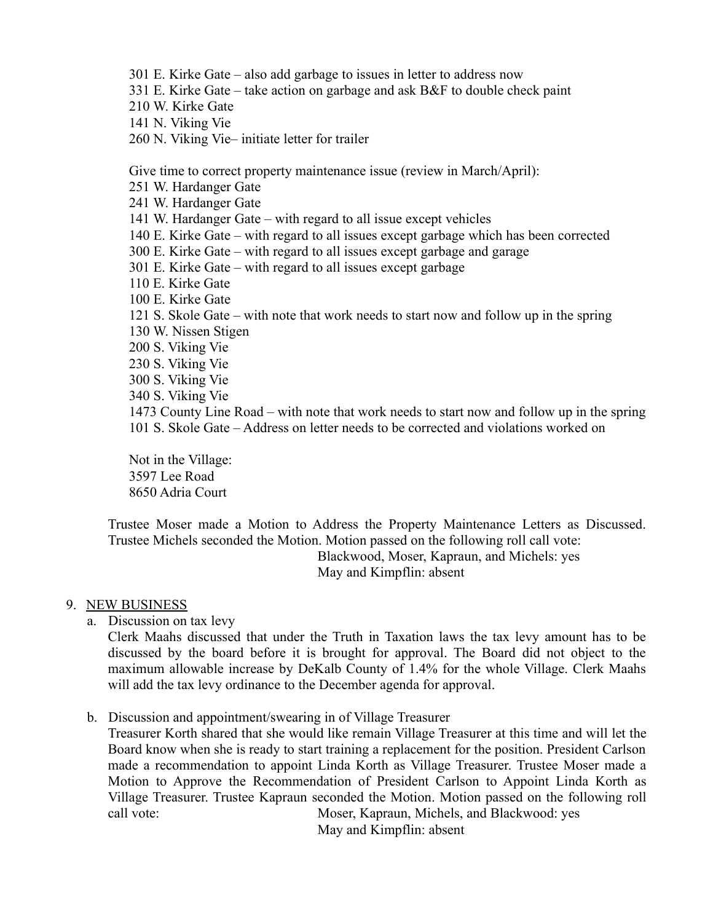301 E. Kirke Gate – also add garbage to issues in letter to address now
331 E. Kirke Gate – take action on garbage and ask B&F to double check paint
210 W. Kirke Gate
141 N. Viking Vie
260 N. Viking Vie– initiate letter for trailer

Give time to correct property maintenance issue (review in March/April):
251 W. Hardanger Gate
241 W. Hardanger Gate
141 W. Hardanger Gate – with regard to all issue except vehicles
140 E. Kirke Gate – with regard to all issues except garbage which has been corrected
300 E. Kirke Gate – with regard to all issues except garbage and garage
301 E. Kirke Gate – with regard to all issues except garbage
110 E. Kirke Gate
100 E. Kirke Gate
121 S. Skole Gate – with note that work needs to start now and follow up in the spring
130 W. Nissen Stigen
200 S. Viking Vie
230 S. Viking Vie
300 S. Viking Vie
340 S. Viking Vie
1473 County Line Road – with note that work needs to start now and follow up in the spring
101 S. Skole Gate – Address on letter needs to be corrected and violations worked on

Not in the Village:
3597 Lee Road
8650 Adria Court

Trustee Moser made a Motion to Address the Property Maintenance Letters as Discussed. Trustee Michels seconded the Motion. Motion passed on the following roll call vote:
Blackwood, Moser, Kapraun, and Michels: yes
May and Kimpflin: absent

9. NEW BUSINESS

a. Discussion on tax levy

Clerk Maahs discussed that under the Truth in Taxation laws the tax levy amount has to be discussed by the board before it is brought for approval. The Board did not object to the maximum allowable increase by DeKalb County of 1.4% for the whole Village. Clerk Maahs will add the tax levy ordinance to the December agenda for approval.

b. Discussion and appointment/swearing in of Village Treasurer

Treasurer Korth shared that she would like remain Village Treasurer at this time and will let the Board know when she is ready to start training a replacement for the position. President Carlson made a recommendation to appoint Linda Korth as Village Treasurer. Trustee Moser made a Motion to Approve the Recommendation of President Carlson to Appoint Linda Korth as Village Treasurer. Trustee Kapraun seconded the Motion. Motion passed on the following roll call vote:
Moser, Kapraun, Michels, and Blackwood: yes
May and Kimpflin: absent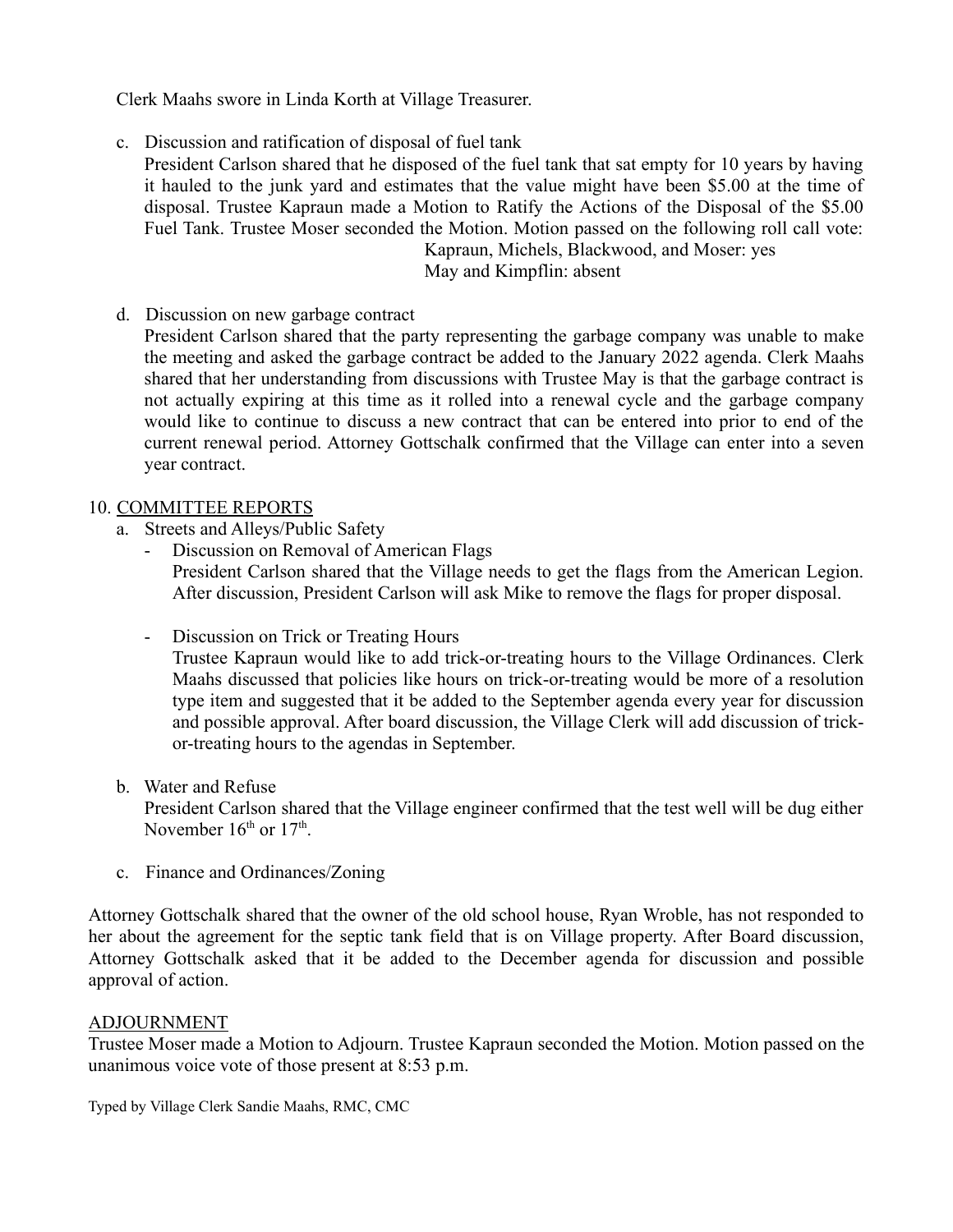Clerk Maahs swore in Linda Korth at Village Treasurer.

c. Discussion and ratification of disposal of fuel tank
   President Carlson shared that he disposed of the fuel tank that sat empty for 10 years by having it hauled to the junk yard and estimates that the value might have been $5.00 at the time of disposal. Trustee Kapraun made a Motion to Ratify the Actions of the Disposal of the $5.00 Fuel Tank. Trustee Moser seconded the Motion. Motion passed on the following roll call vote:
   Kapraun, Michels, Blackwood, and Moser: yes
   May and Kimpflin: absent

d. Discussion on new garbage contract
   President Carlson shared that the party representing the garbage company was unable to make the meeting and asked the garbage contract be added to the January 2022 agenda. Clerk Maahs shared that her understanding from discussions with Trustee May is that the garbage contract is not actually expiring at this time as it rolled into a renewal cycle and the garbage company would like to continue to discuss a new contract that can be entered into prior to end of the current renewal period. Attorney Gottschalk confirmed that the Village can enter into a seven year contract.

10. COMMITTEE REPORTS

a. Streets and Alleys/Public Safety
   - Discussion on Removal of American Flags
     President Carlson shared that the Village needs to get the flags from the American Legion. After discussion, President Carlson will ask Mike to remove the flags for proper disposal.
   - Discussion on Trick or Treating Hours
     Trustee Kapraun would like to add trick-or-treating hours to the Village Ordinances. Clerk Maahs discussed that policies like hours on trick-or-treating would be more of a resolution type item and suggested that it be added to the September agenda every year for discussion and possible approval. After board discussion, the Village Clerk will add discussion of trick-or-treating hours to the agendas in September.

b. Water and Refuse
   President Carlson shared that the Village engineer confirmed that the test well will be dug either November 16th or 17th.

c. Finance and Ordinances/Zoning

Attorney Gottschalk shared that the owner of the old school house, Ryan Wroble, has not responded to her about the agreement for the septic tank field that is on Village property. After Board discussion, Attorney Gottschalk asked that it be added to the December agenda for discussion and possible approval of action.

ADJOURNMENT

Trustee Moser made a Motion to Adjourn. Trustee Kapraun seconded the Motion. Motion passed on the unanimous voice vote of those present at 8:53 p.m.

Typed by Village Clerk Sandie Maahs, RMC, CMC